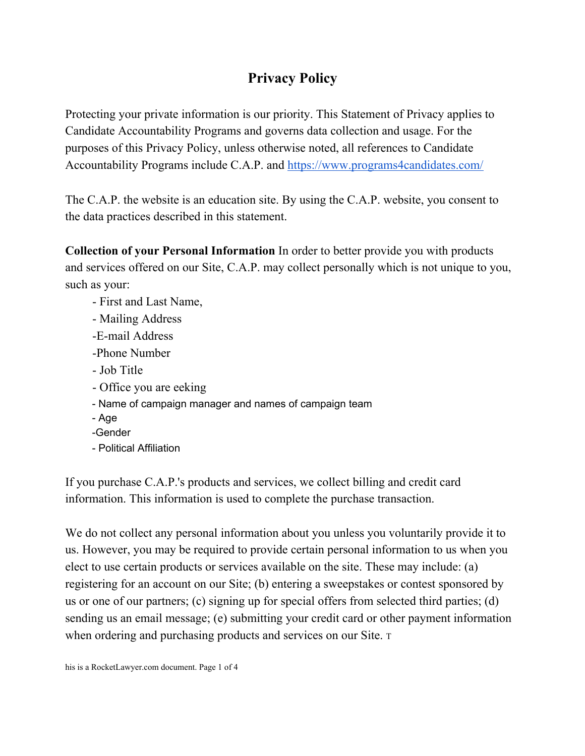# Privacy Policy

Protecting your private information is our priority. This Statement of Privacy applies to Candidate Accountability Programs and governs data collection and usage. For the purposes of this Privacy Policy, unless otherwise noted, all references to Candidate Accountability Programs include C.A.P. and https://www.programs4candidates.com/

The C.A.P. the website is an education site. By using the C.A.P. website, you consent to the data practices described in this statement.

**Collection of your Personal Information** In order to better provide you with products and services offered on our Site, C.A.P. may collect personally which is not unique to you, such as your:

- First and Last Name,
- Mailing Address
- E-mail Address
- Phone Number
- Job Title
- Office you are eeking
- Name of campaign manager and names of campaign team
- Age
- Gender
- Political Affiliation

If you purchase C.A.P.'s products and services, we collect billing and credit card information. This information is used to complete the purchase transaction.

We do not collect any personal information about you unless you voluntarily provide it to us. However, you may be required to provide certain personal information to us when you elect to use certain products or services available on the site. These may include: (a) registering for an account on our Site; (b) entering a sweepstakes or contest sponsored by us or one of our partners; (c) signing up for special offers from selected third parties; (d) sending us an email message; (e) submitting your credit card or other payment information when ordering and purchasing products and services on our Site. T

his is a RocketLawyer.com document.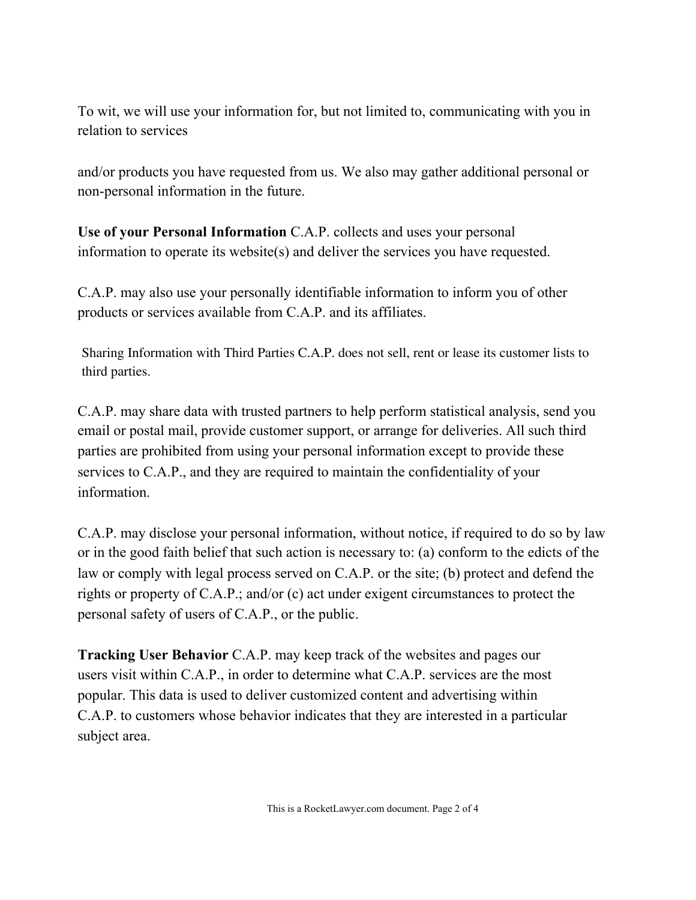To wit, we will use your information for, but not limited to, communicating with you in relation to services

and/or products you have requested from us. We also may gather additional personal or non-personal information in the future.

**Use of your Personal Information** C.A.P. collects and uses your personal information to operate its website(s) and deliver the services you have requested.

C.A.P. may also use your personally identifiable information to inform you of other products or services available from C.A.P. and its affiliates.

Sharing Information with Third Parties C.A.P. does not sell, rent or lease its customer lists to third parties.

C.A.P. may share data with trusted partners to help perform statistical analysis, send you email or postal mail, provide customer support, or arrange for deliveries. All such third parties are prohibited from using your personal information except to provide these services to C.A.P., and they are required to maintain the confidentiality of your information.

C.A.P. may disclose your personal information, without notice, if required to do so by law or in the good faith belief that such action is necessary to: (a) conform to the edicts of the law or comply with legal process served on C.A.P. or the site; (b) protect and defend the rights or property of C.A.P.; and/or (c) act under exigent circumstances to protect the personal safety of users of C.A.P., or the public.

**Tracking User Behavior** C.A.P. may keep track of the websites and pages our users visit within C.A.P., in order to determine what C.A.P. services are the most popular. This data is used to deliver customized content and advertising within C.A.P. to customers whose behavior indicates that they are interested in a particular subject area.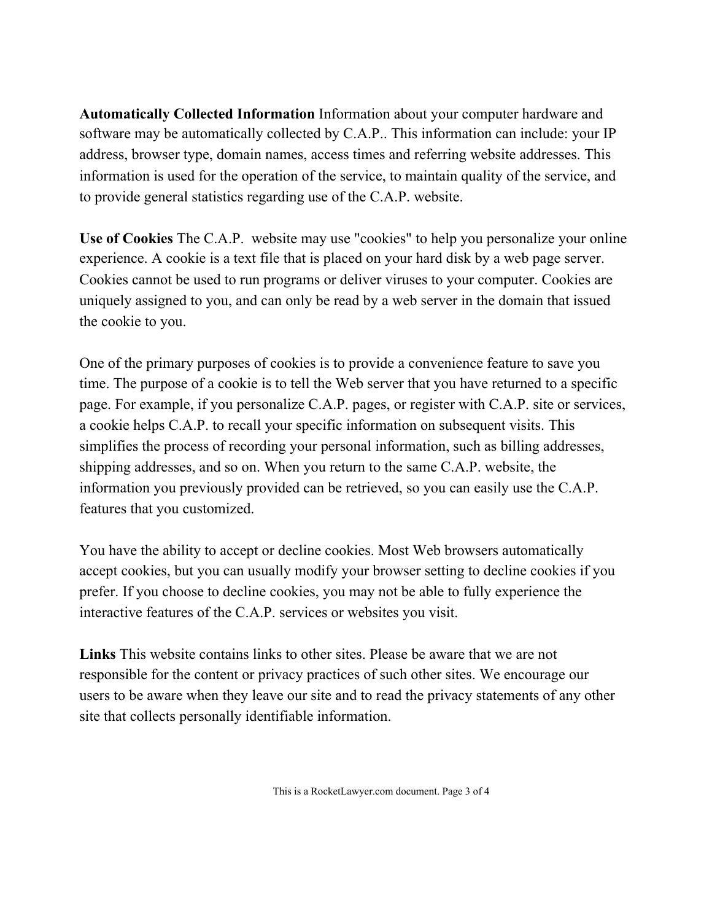**Automatically Collected Information** Information about your computer hardware and software may be automatically collected by C.A.P.. This information can include: your IP address, browser type, domain names, access times and referring website addresses. This information is used for the operation of the service, to maintain quality of the service, and to provide general statistics regarding use of the C.A.P. website.

**Use of Cookies** The C.A.P.  website may use "cookies" to help you personalize your online experience. A cookie is a text file that is placed on your hard disk by a web page server. Cookies cannot be used to run programs or deliver viruses to your computer. Cookies are uniquely assigned to you, and can only be read by a web server in the domain that issued the cookie to you.

One of the primary purposes of cookies is to provide a convenience feature to save you time. The purpose of a cookie is to tell the Web server that you have returned to a specific page. For example, if you personalize C.A.P. pages, or register with C.A.P. site or services, a cookie helps C.A.P. to recall your specific information on subsequent visits. This simplifies the process of recording your personal information, such as billing addresses, shipping addresses, and so on. When you return to the same C.A.P. website, the information you previously provided can be retrieved, so you can easily use the C.A.P. features that you customized.

You have the ability to accept or decline cookies. Most Web browsers automatically accept cookies, but you can usually modify your browser setting to decline cookies if you prefer. If you choose to decline cookies, you may not be able to fully experience the interactive features of the C.A.P. services or websites you visit.

**Links** This website contains links to other sites. Please be aware that we are not responsible for the content or privacy practices of such other sites. We encourage our users to be aware when they leave our site and to read the privacy statements of any other site that collects personally identifiable information.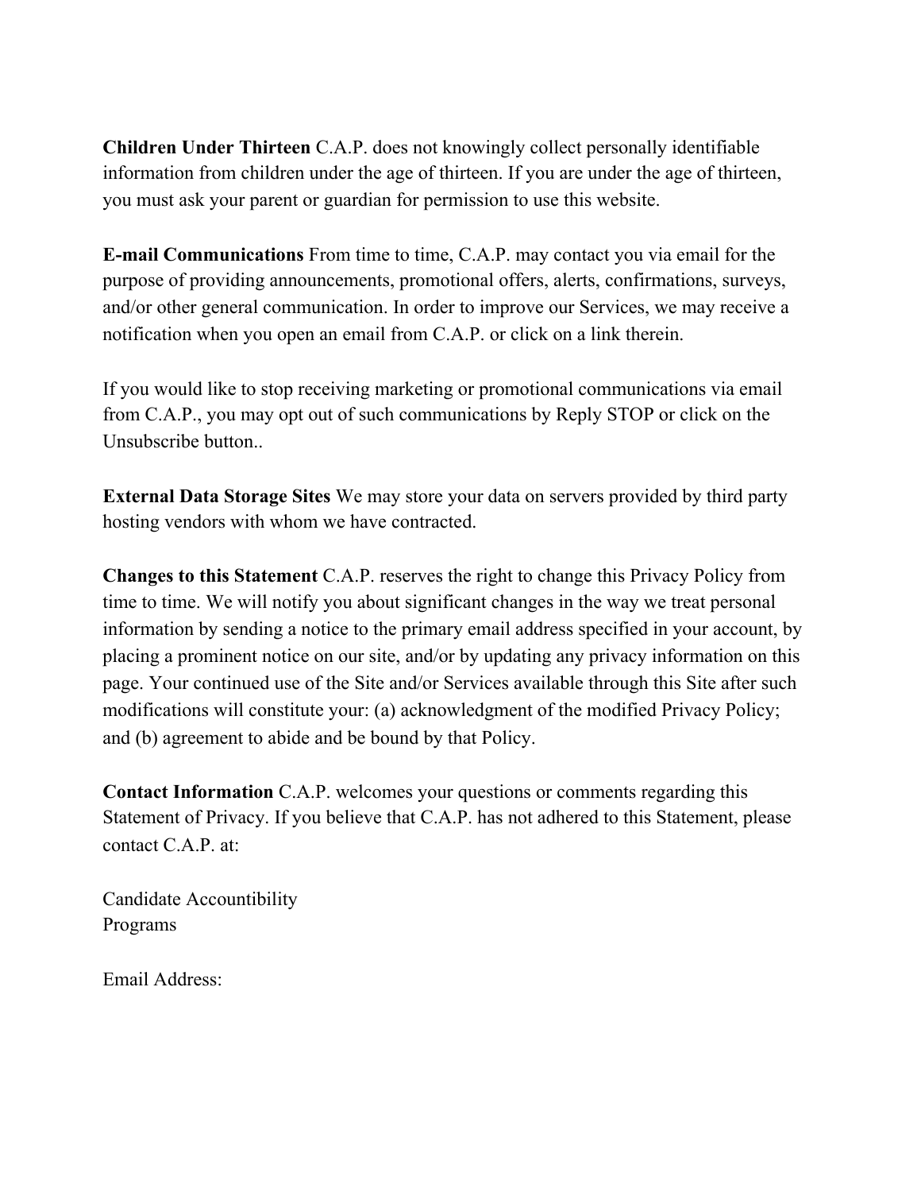**Children Under Thirteen** C.A.P. does not knowingly collect personally identifiable information from children under the age of thirteen. If you are under the age of thirteen, you must ask your parent or guardian for permission to use this website.

**E-mail Communications** From time to time, C.A.P. may contact you via email for the purpose of providing announcements, promotional offers, alerts, confirmations, surveys, and/or other general communication. In order to improve our Services, we may receive a notification when you open an email from C.A.P. or click on a link therein.

If you would like to stop receiving marketing or promotional communications via email from C.A.P., you may opt out of such communications by Reply STOP or click on the Unsubscribe button..

**External Data Storage Sites** We may store your data on servers provided by third party hosting vendors with whom we have contracted.

**Changes to this Statement** C.A.P. reserves the right to change this Privacy Policy from time to time. We will notify you about significant changes in the way we treat personal information by sending a notice to the primary email address specified in your account, by placing a prominent notice on our site, and/or by updating any privacy information on this page. Your continued use of the Site and/or Services available through this Site after such modifications will constitute your: (a) acknowledgment of the modified Privacy Policy; and (b) agreement to abide and be bound by that Policy.

**Contact Information** C.A.P. welcomes your questions or comments regarding this Statement of Privacy. If you believe that C.A.P. has not adhered to this Statement, please contact C.A.P. at:

Candidate Accountibility
Programs

Email Address: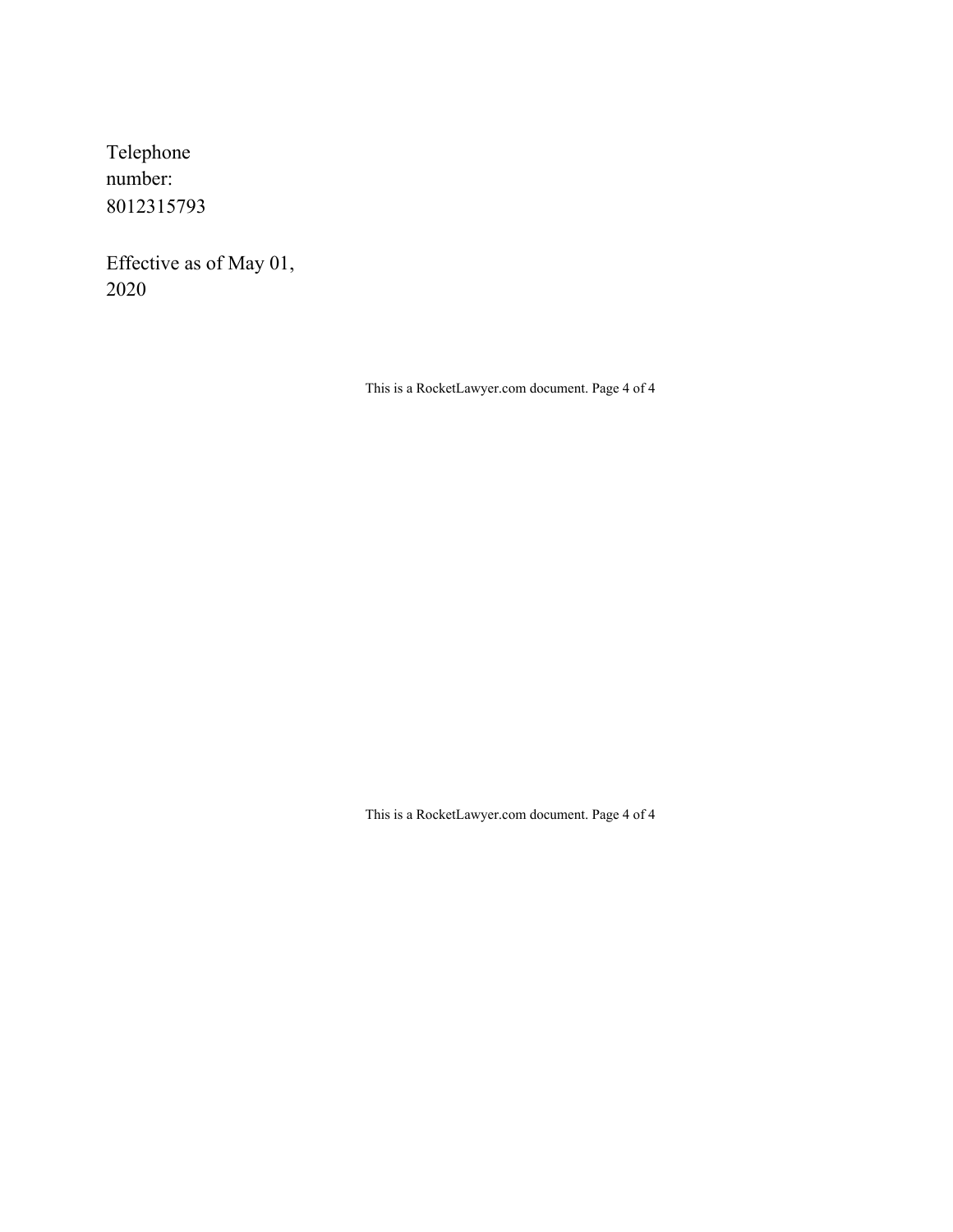Telephone number: 8012315793

Effective as of May 01, 2020